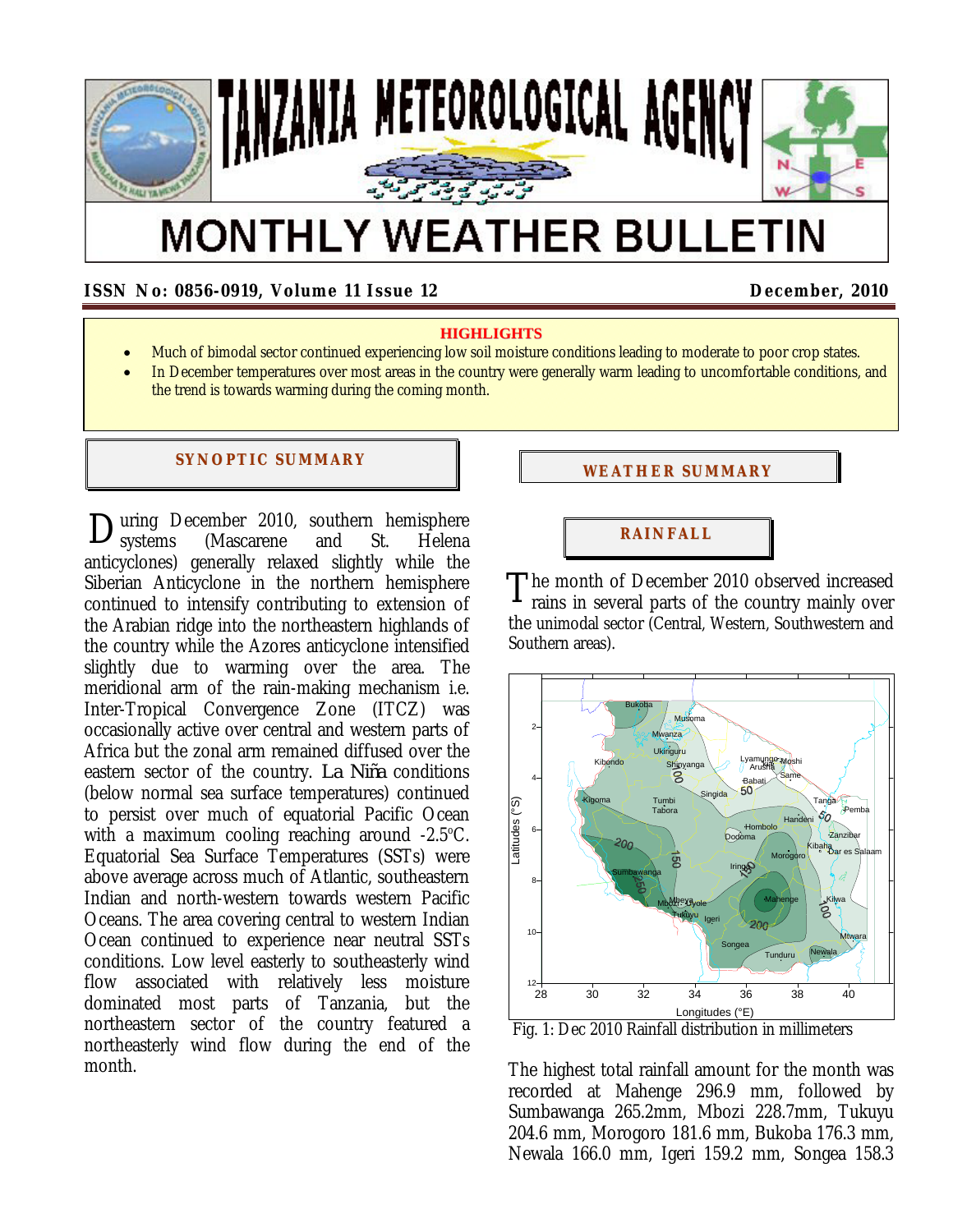# TANZANIA METEOROLOGICAL AGENCY

# MONTHLY WEATHER BULLETIN

**ISSN No: 0856-0919, Volume 11 Issue 12** **December, 2010**

**HIGHLIGHTS**

- Much of bimodal sector continued experiencing low soil moisture conditions leading to moderate to poor crop states.
- In December temperatures over most areas in the country were generally warm leading to uncomfortable conditions, and the trend is towards warming during the coming month.

## SYNOPTIC SUMMARY

During December 2010, southern hemisphere systems (Mascarene and St. Helena anticyclones) generally relaxed slightly while the Siberian Anticyclone in the northern hemisphere continued to intensify contributing to extension of the Arabian ridge into the northeastern highlands of the country while the Azores anticyclone intensified slightly due to warming over the area. The meridional arm of the rain-making mechanism i.e. Inter-Tropical Convergence Zone (ITCZ) was occasionally active over central and western parts of Africa but the zonal arm remained diffused over the eastern sector of the country. La Niña conditions (below normal sea surface temperatures) continued to persist over much of equatorial Pacific Ocean with a maximum cooling reaching around -2.5$^{o}$C. Equatorial Sea Surface Temperatures (SSTs) were above average across much of Atlantic, southeastern Indian and north-western towards western Pacific Oceans. The area covering central to western Indian Ocean continued to experience near neutral SSTs conditions. Low level easterly to southeasterly wind flow associated with relatively less moisture dominated most parts of Tanzania, but the northeastern sector of the country featured a northeasterly wind flow during the end of the month.

## WEATHER SUMMARY

### RAINFALL

The month of December 2010 observed increased rains in several parts of the country mainly over the unimodal sector (Central, Western, Southwestern and Southern areas).

Fig. 1: Dec 2010 Rainfall distribution in millimeters

The highest total rainfall amount for the month was recorded at Mahenge 296.9 mm, followed by Sumbawanga 265.2mm, Mbozi 228.7mm, Tukuyu 204.6 mm, Morogoro 181.6 mm, Bukoba 176.3 mm, Newala 166.0 mm, Igeri 159.2 mm, Songea 158.3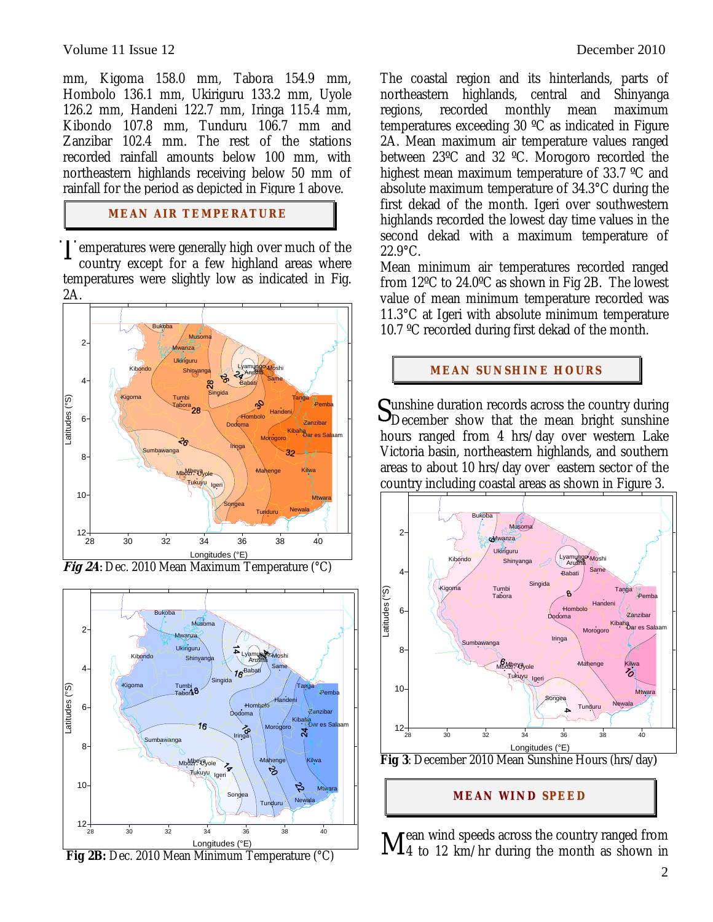mm, Kigoma 158.0 mm, Tabora 154.9 mm, Hombolo 136.1 mm, Ukiriguru 133.2 mm, Uyole 126.2 mm, Handeni 122.7 mm, Iringa 115.4 mm, Kibondo 107.8 mm, Tunduru 106.7 mm and Zanzibar 102.4 mm. The rest of the stations recorded rainfall amounts below 100 mm, with northeastern highlands receiving below 50 mm of rainfall for the period as depicted in Figure 1 above.

## MEAN AIR TEMPERATURE

Temperatures were generally high over much of the country except for a few highland areas where temperatures were slightly low as indicated in Fig. 2A.

***Fig 2A***: Dec. 2010 Mean Maximum Temperature (°C)

**Fig 2B:** Dec. 2010 Mean Minimum Temperature (°C)

The coastal region and its hinterlands, parts of northeastern highlands, central and Shinyanga regions, recorded monthly mean maximum temperatures exceeding 30 ºC as indicated in Figure 2A. Mean maximum air temperature values ranged between 23ºC and 32 ºC. Morogoro recorded the highest mean maximum temperature of 33.7 ºC and absolute maximum temperature of 34.3°C during the first dekad of the month. Igeri over southwestern highlands recorded the lowest day time values in the second dekad with a maximum temperature of 22.9°C.

Mean minimum air temperatures recorded ranged from 12ºC to 24.0ºC as shown in Fig 2B. The lowest value of mean minimum temperature recorded was 11.3°C at Igeri with absolute minimum temperature 10.7 ºC recorded during first dekad of the month.

## MEAN SUNSHINE HOURS

Sunshine duration records across the country during December show that the mean bright sunshine hours ranged from 4 hrs/day over western Lake Victoria basin, northeastern highlands, and southern areas to about 10 hrs/day over eastern sector of the country including coastal areas as shown in Figure 3.

**Fig 3**: December 2010 Mean Sunshine Hours (hrs/day)

## MEAN WIND SPEED

Mean wind speeds across the country ranged from 4 to 12 km/hr during the month as shown in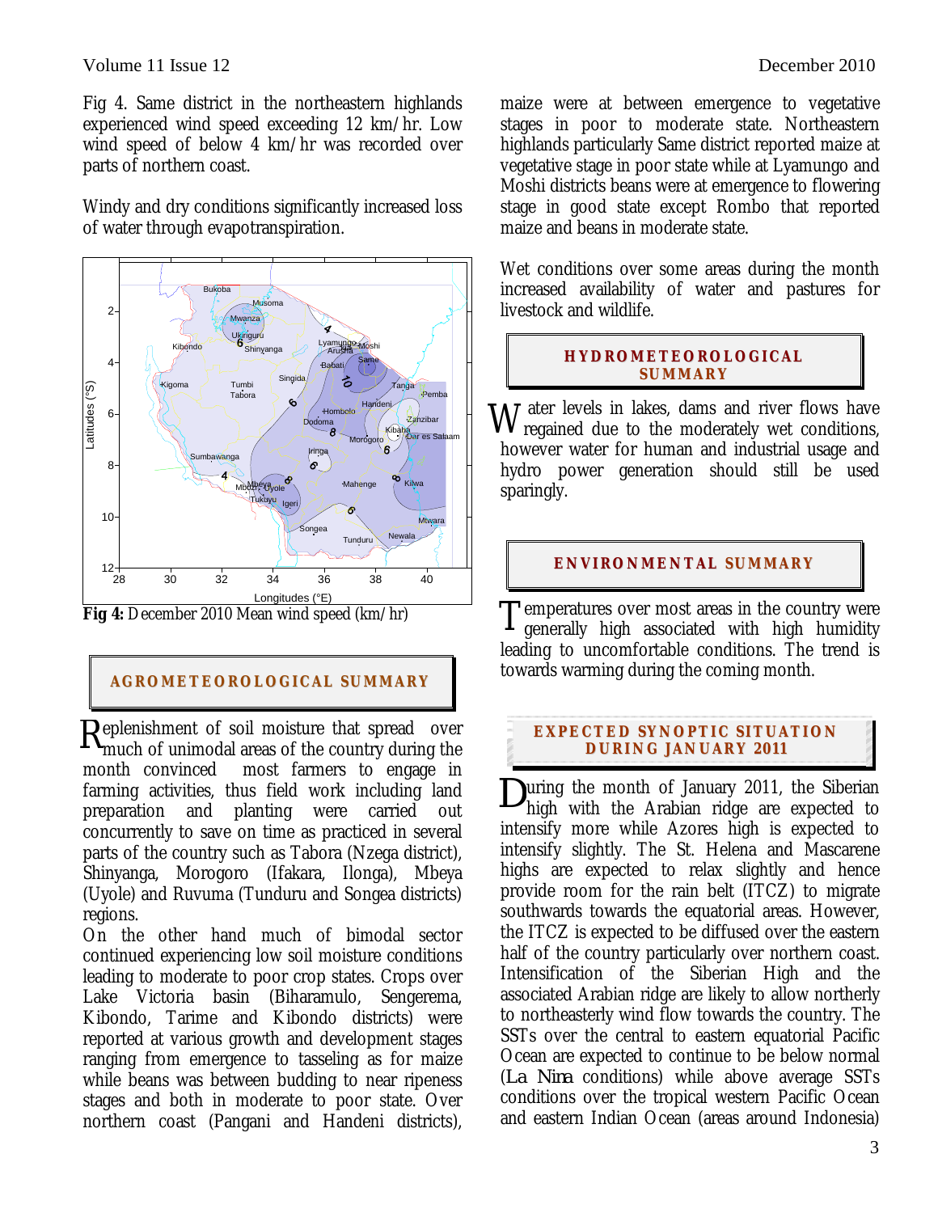Fig 4. Same district in the northeastern highlands experienced wind speed exceeding 12 km/hr. Low wind speed of below 4 km/hr was recorded over parts of northern coast.

Windy and dry conditions significantly increased loss of water through evapotranspiration.

**Fig 4:** December 2010 Mean wind speed (km/hr)

## AGROMETEOROLOGICAL SUMMARY

Replenishment of soil moisture that spread over much of unimodal areas of the country during the month convinced most farmers to engage in farming activities, thus field work including land preparation and planting were carried out concurrently to save on time as practiced in several parts of the country such as Tabora (Nzega district), Shinyanga, Morogoro (Ifakara, Ilonga), Mbeya (Uyole) and Ruvuma (Tunduru and Songea districts) regions.

On the other hand much of bimodal sector continued experiencing low soil moisture conditions leading to moderate to poor crop states. Crops over Lake Victoria basin (Biharamulo, Sengerema, Kibondo, Tarime and Kibondo districts) were reported at various growth and development stages ranging from emergence to tasseling as for maize while beans was between budding to near ripeness stages and both in moderate to poor state. Over northern coast (Pangani and Handeni districts), maize were at between emergence to vegetative stages in poor to moderate state. Northeastern highlands particularly Same district reported maize at vegetative stage in poor state while at Lyamungo and Moshi districts beans were at emergence to flowering stage in good state except Rombo that reported maize and beans in moderate state.

Wet conditions over some areas during the month increased availability of water and pastures for livestock and wildlife.

## HYDROMETEOROLOGICAL SUMMARY

Water levels in lakes, dams and river flows have regained due to the moderately wet conditions, however water for human and industrial usage and hydro power generation should still be used sparingly.

## ENVIRONMENTAL SUMMARY

Temperatures over most areas in the country were generally high associated with high humidity leading to uncomfortable conditions. The trend is towards warming during the coming month.

## EXPECTED SYNOPTIC SITUATION DURING JANUARY 2011

During the month of January 2011, the Siberian high with the Arabian ridge are expected to intensify more while Azores high is expected to intensify slightly. The St. Helena and Mascarene highs are expected to relax slightly and hence provide room for the rain belt (ITCZ) to migrate southwards towards the equatorial areas. However, the ITCZ is expected to be diffused over the eastern half of the country particularly over northern coast. Intensification of the Siberian High and the associated Arabian ridge are likely to allow northerly to northeasterly wind flow towards the country. The SSTs over the central to eastern equatorial Pacific Ocean are expected to continue to be below normal (*La Nina* conditions) while above average SSTs conditions over the tropical western Pacific Ocean and eastern Indian Ocean (areas around Indonesia)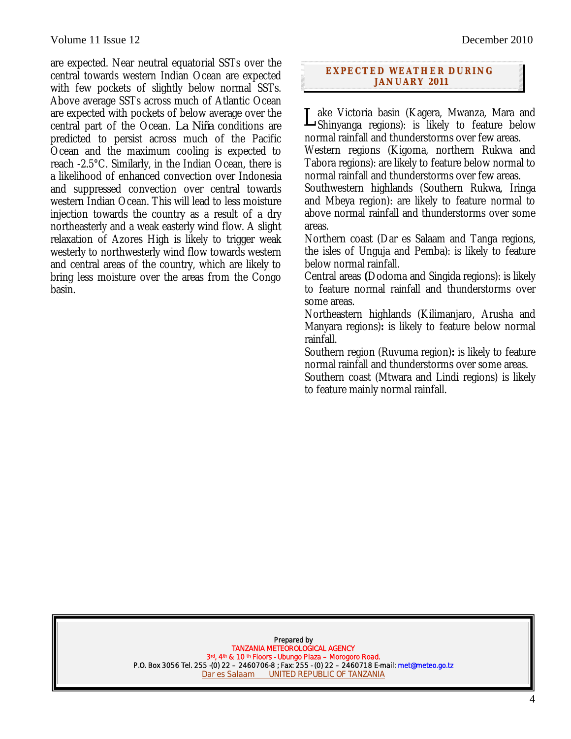are expected. Near neutral equatorial SSTs over the central towards western Indian Ocean are expected with few pockets of slightly below normal SSTs. Above average SSTs across much of Atlantic Ocean are expected with pockets of below average over the central part of the Ocean. La Niña conditions are predicted to persist across much of the Pacific Ocean and the maximum cooling is expected to reach -2.5°C. Similarly, in the Indian Ocean, there is a likelihood of enhanced convection over Indonesia and suppressed convection over central towards western Indian Ocean. This will lead to less moisture injection towards the country as a result of a dry northeasterly and a weak easterly wind flow. A slight relaxation of Azores High is likely to trigger weak westerly to northwesterly wind flow towards western and central areas of the country, which are likely to bring less moisture over the areas from the Congo basin.

## EXPECTED WEATHER DURING JANUARY 2011

Lake Victoria basin (Kagera, Mwanza, Mara and Shinyanga regions): is likely to feature below normal rainfall and thunderstorms over few areas.

Western regions (Kigoma, northern Rukwa and Tabora regions): are likely to feature below normal to normal rainfall and thunderstorms over few areas.

Southwestern highlands (Southern Rukwa, Iringa and Mbeya region): are likely to feature normal to above normal rainfall and thunderstorms over some areas.

Northern coast (Dar es Salaam and Tanga regions, the isles of Unguja and Pemba): is likely to feature below normal rainfall.

Central areas (Dodoma and Singida regions): is likely to feature normal rainfall and thunderstorms over some areas.

Northeastern highlands (Kilimanjaro, Arusha and Manyara regions): is likely to feature below normal rainfall.

Southern region (Ruvuma region): is likely to feature normal rainfall and thunderstorms over some areas.

Southern coast (Mtwara and Lindi regions) is likely to feature mainly normal rainfall.

Prepared by
TANZANIA METEOROLOGICAL AGENCY
3rd, 4th & 10 th Floors - Ubungo Plaza – Morogoro Road.
P.O. Box 3056 Tel. 255 -(0) 22 – 2460706-8 ; Fax: 255 - (0) 22 – 2460718 E-mail: met@meteo.go.tz
Dar es Salaam UNITED REPUBLIC OF TANZANIA